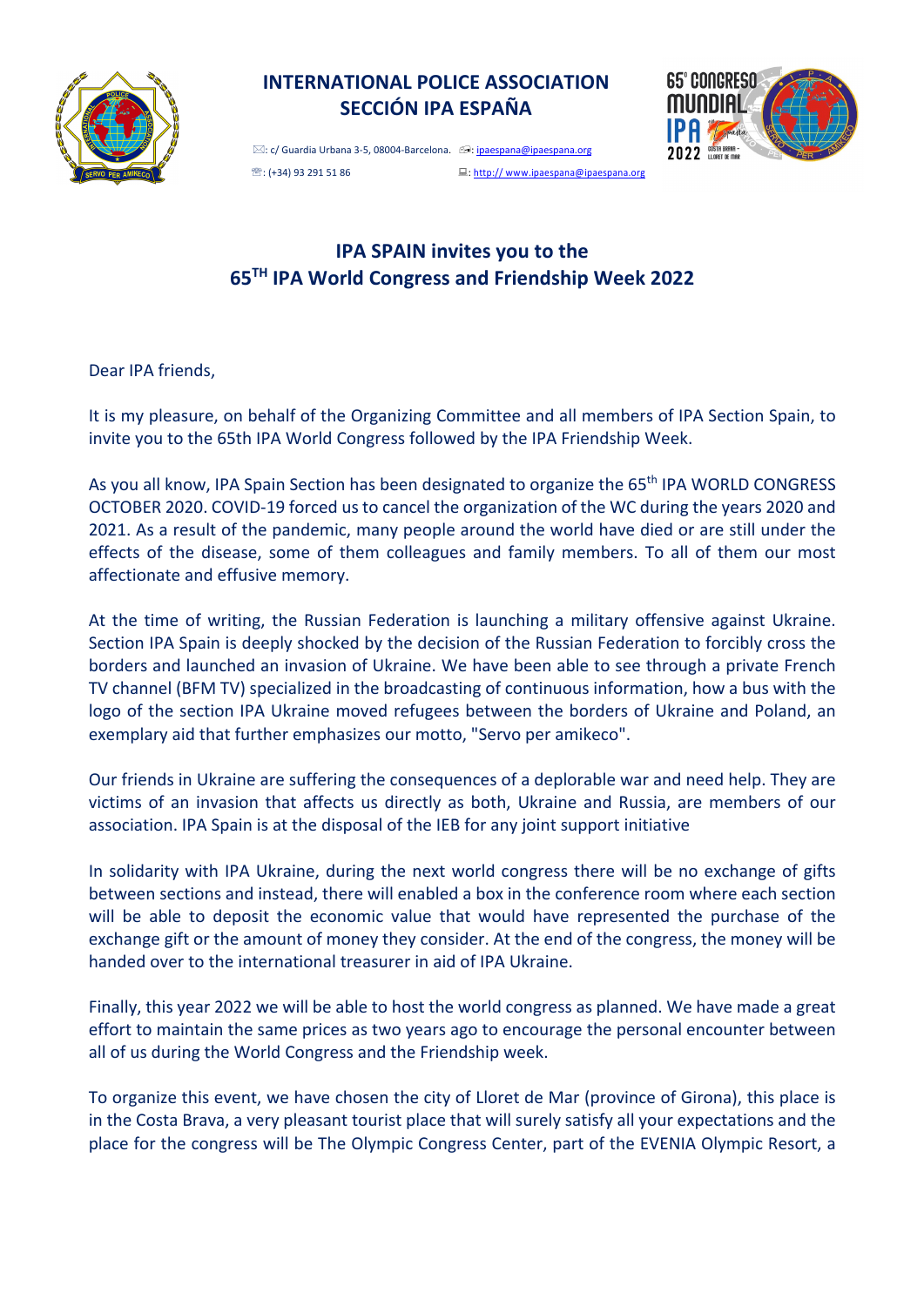# INTERNATIONAL POLICE ASSOCIATION
## SECCIÓN IPA ESPAÑA

: c/ Guardia Urbana 3-5, 08004-Barcelona. : ipaespana@ipaespana.org
: (+34) 93 291 51 86 : http:// www.ipaespana@ipaespana.org

## IPA SPAIN invites you to the 65TH IPA World Congress and Friendship Week 2022

Dear IPA friends,

It is my pleasure, on behalf of the Organizing Committee and all members of IPA Section Spain, to invite you to the 65th IPA World Congress followed by the IPA Friendship Week.

As you all know, IPA Spain Section has been designated to organize the 65th IPA WORLD CONGRESS OCTOBER 2020. COVID-19 forced us to cancel the organization of the WC during the years 2020 and 2021. As a result of the pandemic, many people around the world have died or are still under the effects of the disease, some of them colleagues and family members. To all of them our most affectionate and effusive memory.

At the time of writing, the Russian Federation is launching a military offensive against Ukraine. Section IPA Spain is deeply shocked by the decision of the Russian Federation to forcibly cross the borders and launched an invasion of Ukraine. We have been able to see through a private French TV channel (BFM TV) specialized in the broadcasting of continuous information, how a bus with the logo of the section IPA Ukraine moved refugees between the borders of Ukraine and Poland, an exemplary aid that further emphasizes our motto, "Servo per amikeco".

Our friends in Ukraine are suffering the consequences of a deplorable war and need help. They are victims of an invasion that affects us directly as both, Ukraine and Russia, are members of our association. IPA Spain is at the disposal of the IEB for any joint support initiative

In solidarity with IPA Ukraine, during the next world congress there will be no exchange of gifts between sections and instead, there will enabled a box in the conference room where each section will be able to deposit the economic value that would have represented the purchase of the exchange gift or the amount of money they consider. At the end of the congress, the money will be handed over to the international treasurer in aid of IPA Ukraine.

Finally, this year 2022 we will be able to host the world congress as planned. We have made a great effort to maintain the same prices as two years ago to encourage the personal encounter between all of us during the World Congress and the Friendship week.

To organize this event, we have chosen the city of Lloret de Mar (province of Girona), this place is in the Costa Brava, a very pleasant tourist place that will surely satisfy all your expectations and the place for the congress will be The Olympic Congress Center, part of the EVENIA Olympic Resort, a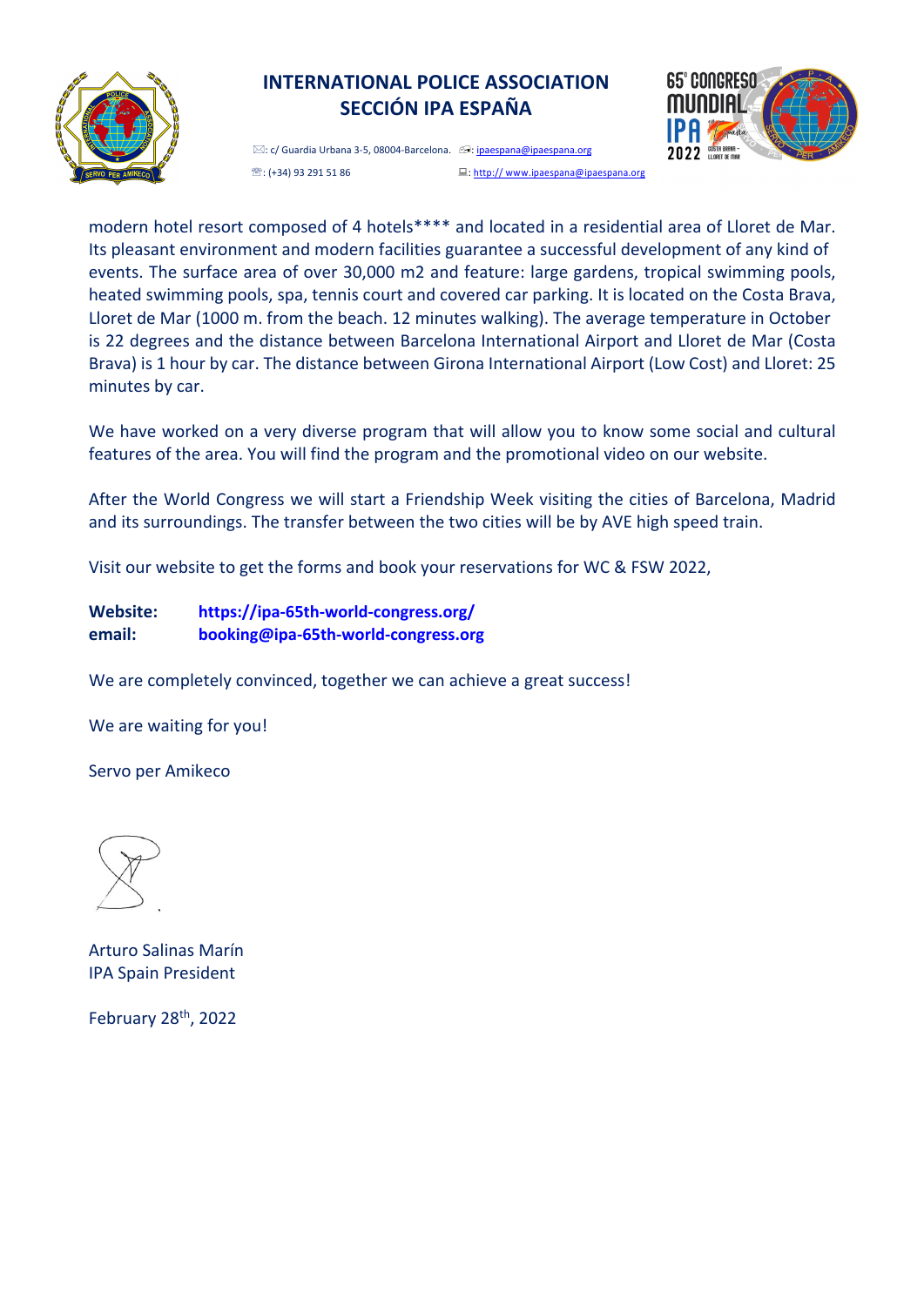modern hotel resort composed of 4 hotels**** and located in a residential area of Lloret de Mar. Its pleasant environment and modern facilities guarantee a successful development of any kind of events. The surface area of over 30,000 m2 and feature: large gardens, tropical swimming pools, heated swimming pools, spa, tennis court and covered car parking. It is located on the Costa Brava, Lloret de Mar (1000 m. from the beach. 12 minutes walking). The average temperature in October is 22 degrees and the distance between Barcelona International Airport and Lloret de Mar (Costa Brava) is 1 hour by car. The distance between Girona International Airport (Low Cost) and Lloret: 25 minutes by car.

We have worked on a very diverse program that will allow you to know some social and cultural features of the area. You will find the program and the promotional video on our website.

After the World Congress we will start a Friendship Week visiting the cities of Barcelona, Madrid and its surroundings. The transfer between the two cities will be by AVE high speed train.

Visit our website to get the forms and book your reservations for WC & FSW 2022,

**Website:** **https://ipa-65th-world-congress.org/**
**email:** **booking@ipa-65th-world-congress.org**

We are completely convinced, together we can achieve a great success!

We are waiting for you!

Servo per Amikeco

Arturo Salinas Marín
IPA Spain President

February 28th, 2022